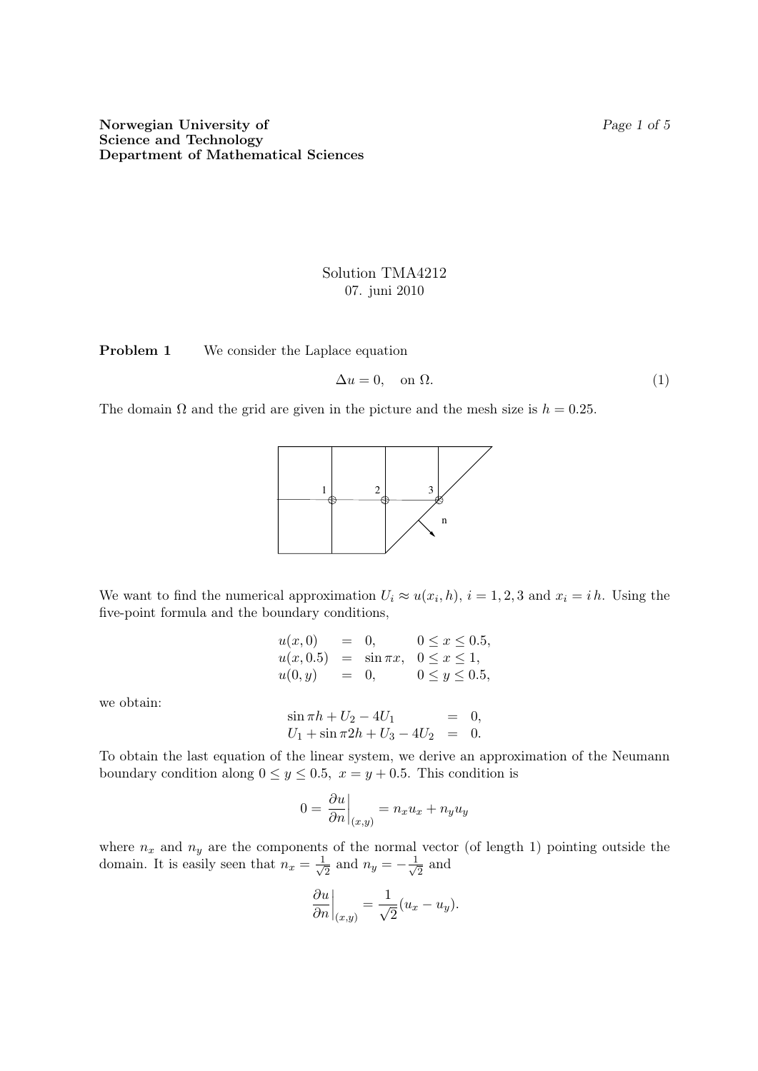**Norwegian University of Science and Technology**
**Department of Mathematical Sciences**

Solution TMA4212
07. juni 2010

**Problem 1** We consider the Laplace equation

$$\Delta u = 0, \quad \text{on } \Omega. \tag{1}$$

The domain $\Omega$ and the grid are given in the picture and the mesh size is $h = 0.25$.

We want to find the numerical approximation $U_i \approx u(x_i, h)$, $i = 1, 2, 3$ and $x_i = i\,h$. Using the five-point formula and the boundary conditions,

$$\begin{aligned} u(x, 0) &= 0, & 0 \le x \le 0.5, \\ u(x, 0.5) &= \sin \pi x, & 0 \le x \le 1, \\ u(0, y) &= 0, & 0 \le y \le 0.5, \end{aligned}$$

we obtain:

$$\begin{aligned} \sin \pi h + U_2 - 4U_1 &= 0, \\ U_1 + \sin \pi 2h + U_3 - 4U_2 &= 0. \end{aligned}$$

To obtain the last equation of the linear system, we derive an approximation of the Neumann boundary condition along $0 \le y \le 0.5,\ x = y + 0.5$. This condition is

$$0 = \left.\frac{\partial u}{\partial n}\right|_{(x,y)} = n_x u_x + n_y u_y$$

where $n_x$ and $n_y$ are the components of the normal vector (of length 1) pointing outside the domain. It is easily seen that $n_x = \frac{1}{\sqrt{2}}$ and $n_y = -\frac{1}{\sqrt{2}}$ and

$$\left.\frac{\partial u}{\partial n}\right|_{(x,y)} = \frac{1}{\sqrt{2}}(u_x - u_y).$$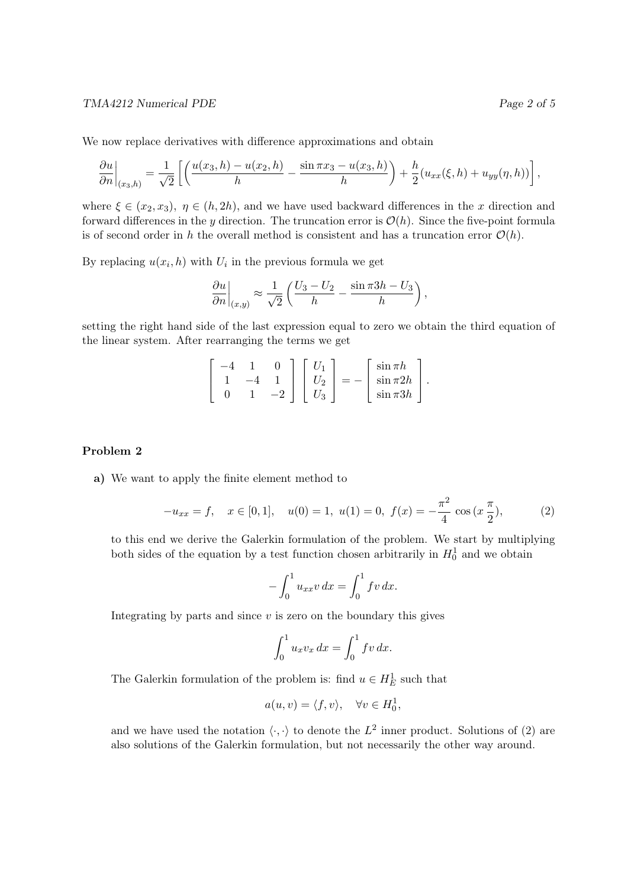We now replace derivatives with difference approximations and obtain

$$\left.\frac{\partial u}{\partial n}\right|_{(x_3,h)} = \frac{1}{\sqrt{2}}\left[\left(\frac{u(x_3,h)-u(x_2,h)}{h} - \frac{\sin \pi x_3 - u(x_3,h)}{h}\right) + \frac{h}{2}(u_{xx}(\xi,h)+u_{yy}(\eta,h))\right],$$

where $\xi \in (x_2, x_3)$, $\eta \in (h, 2h)$, and we have used backward differences in the $x$ direction and forward differences in the $y$ direction. The truncation error is $\mathcal{O}(h)$. Since the five-point formula is of second order in $h$ the overall method is consistent and has a truncation error $\mathcal{O}(h)$.

By replacing $u(x_i, h)$ with $U_i$ in the previous formula we get

$$\left.\frac{\partial u}{\partial n}\right|_{(x,y)} \approx \frac{1}{\sqrt{2}}\left(\frac{U_3 - U_2}{h} - \frac{\sin \pi 3h - U_3}{h}\right),$$

setting the right hand side of the last expression equal to zero we obtain the third equation of the linear system. After rearranging the terms we get

$$\begin{bmatrix} -4 & 1 & 0 \\ 1 & -4 & 1 \\ 0 & 1 & -2 \end{bmatrix} \begin{bmatrix} U_1 \\ U_2 \\ U_3 \end{bmatrix} = -\begin{bmatrix} \sin \pi h \\ \sin \pi 2h \\ \sin \pi 3h \end{bmatrix}.$$

### Problem 2

**a)** We want to apply the finite element method to

$$-u_{xx} = f, \quad x \in [0,1], \quad u(0) = 1,\ u(1) = 0,\ f(x) = -\frac{\pi^2}{4}\cos\left(x\frac{\pi}{2}\right), \tag{2}$$

to this end we derive the Galerkin formulation of the problem. We start by multiplying both sides of the equation by a test function chosen arbitrarily in $H_0^1$ and we obtain

$$-\int_0^1 u_{xx} v\, dx = \int_0^1 f v\, dx.$$

Integrating by parts and since $v$ is zero on the boundary this gives

$$\int_0^1 u_x v_x\, dx = \int_0^1 f v\, dx.$$

The Galerkin formulation of the problem is: find $u \in H_E^1$ such that

$$a(u,v) = \langle f, v\rangle, \quad \forall v \in H_0^1,$$

and we have used the notation $\langle \cdot, \cdot \rangle$ to denote the $L^2$ inner product. Solutions of (2) are also solutions of the Galerkin formulation, but not necessarily the other way around.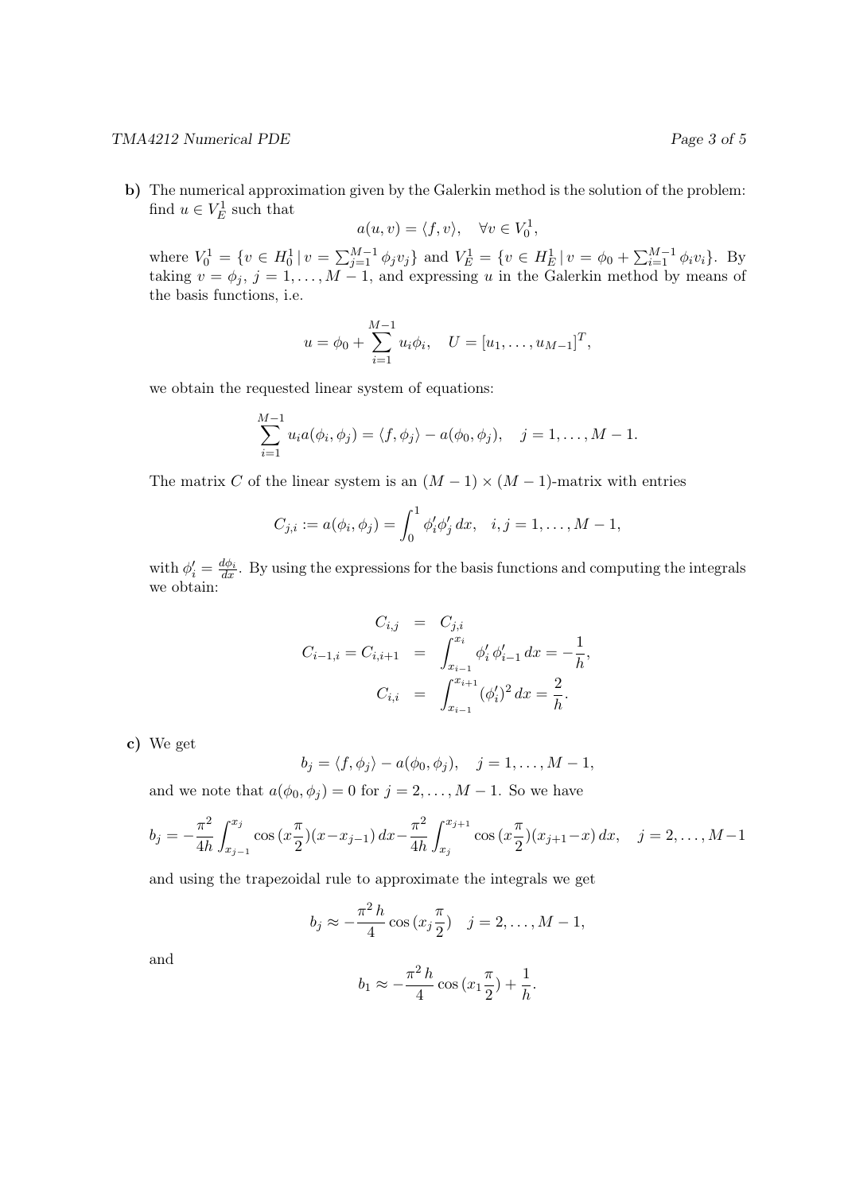**b)** The numerical approximation given by the Galerkin method is the solution of the problem: find $u \in V_E^1$ such that

$$a(u,v) = \langle f, v\rangle, \quad \forall v \in V_0^1,$$

where $V_0^1 = \{v \in H_0^1 \,|\, v = \sum_{j=1}^{M-1} \phi_j v_j\}$ and $V_E^1 = \{v \in H_E^1 \,|\, v = \phi_0 + \sum_{i=1}^{M-1} \phi_i v_i\}$. By taking $v = \phi_j$, $j = 1, \dots, M-1$, and expressing $u$ in the Galerkin method by means of the basis functions, i.e.

$$u = \phi_0 + \sum_{i=1}^{M-1} u_i \phi_i, \quad U = [u_1, \dots, u_{M-1}]^T,$$

we obtain the requested linear system of equations:

$$\sum_{i=1}^{M-1} u_i a(\phi_i, \phi_j) = \langle f, \phi_j\rangle - a(\phi_0, \phi_j), \quad j = 1, \dots, M-1.$$

The matrix $C$ of the linear system is an $(M-1)\times(M-1)$-matrix with entries

$$C_{j,i} := a(\phi_i, \phi_j) = \int_0^1 \phi_i' \phi_j' \, dx, \quad i,j = 1, \dots, M-1,$$

with $\phi_i' = \frac{d\phi_i}{dx}$. By using the expressions for the basis functions and computing the integrals we obtain:

$$\begin{aligned}
C_{i,j} &= C_{j,i} \\
C_{i-1,i} = C_{i,i+1} &= \int_{x_{i-1}}^{x_i} \phi_i' \, \phi_{i-1}' \, dx = -\frac{1}{h}, \\
C_{i,i} &= \int_{x_{i-1}}^{x_{i+1}} (\phi_i')^2 \, dx = \frac{2}{h}.
\end{aligned}$$

**c)** We get

$$b_j = \langle f, \phi_j\rangle - a(\phi_0, \phi_j), \quad j = 1, \dots, M-1,$$

and we note that $a(\phi_0, \phi_j) = 0$ for $j = 2, \dots, M-1$. So we have

$$b_j = -\frac{\pi^2}{4h}\int_{x_{j-1}}^{x_j} \cos(x\frac{\pi}{2})(x - x_{j-1})\, dx - \frac{\pi^2}{4h}\int_{x_j}^{x_{j+1}} \cos(x\frac{\pi}{2})(x_{j+1} - x)\, dx, \quad j = 2, \dots, M-1$$

and using the trapezoidal rule to approximate the integrals we get

$$b_j \approx -\frac{\pi^2 \, h}{4} \cos(x_j \frac{\pi}{2}) \quad j = 2, \dots, M-1,$$

and

$$b_1 \approx -\frac{\pi^2 \, h}{4} \cos(x_1 \frac{\pi}{2}) + \frac{1}{h}.$$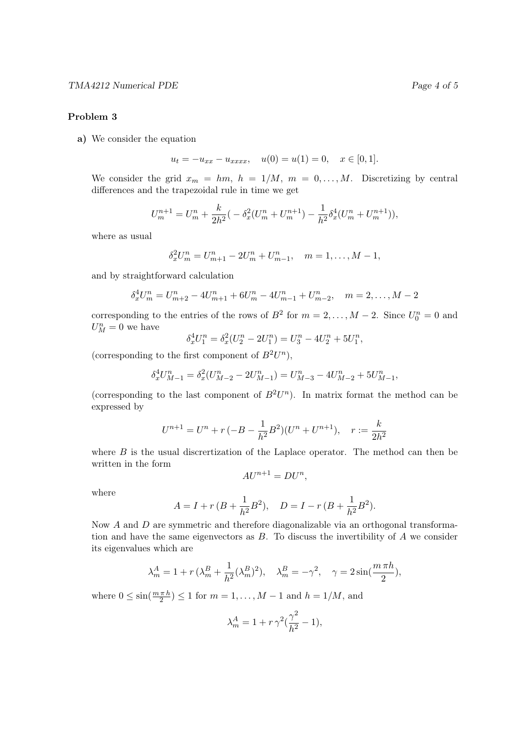### Problem 3

**a)** We consider the equation

$$u_t = -u_{xx} - u_{xxxx}, \quad u(0) = u(1) = 0, \quad x \in [0, 1].$$

We consider the grid $x_m = hm$, $h = 1/M$, $m = 0, \ldots, M$. Discretizing by central differences and the trapezoidal rule in time we get

$$U_m^{n+1} = U_m^n + \frac{k}{2h^2}\big( -\delta_x^2(U_m^n + U_m^{n+1}) - \frac{1}{h^2}\delta_x^4(U_m^n + U_m^{n+1})\big),$$

where as usual

$$\delta_x^2 U_m^n = U_{m+1}^n - 2U_m^n + U_{m-1}^n, \quad m = 1, \ldots, M-1,$$

and by straightforward calculation

$$\delta_x^4 U_m^n = U_{m+2}^n - 4U_{m+1}^n + 6U_m^n - 4U_{m-1}^n + U_{m-2}^n, \quad m = 2, \ldots, M-2$$

corresponding to the entries of the rows of $B^2$ for $m = 2, \ldots, M-2$. Since $U_0^n = 0$ and $U_M^n = 0$ we have

$$\delta_x^4 U_1^n = \delta_x^2(U_2^n - 2U_1^n) = U_3^n - 4U_2^n + 5U_1^n,$$

(corresponding to the first component of $B^2 U^n$),

$$\delta_x^4 U_{M-1}^n = \delta_x^2(U_{M-2}^n - 2U_{M-1}^n) = U_{M-3}^n - 4U_{M-2}^n + 5U_{M-1}^n,$$

(corresponding to the last component of $B^2 U^n$). In matrix format the method can be expressed by

$$U^{n+1} = U^n + r\,(-B - \frac{1}{h^2}B^2)(U^n + U^{n+1}), \quad r := \frac{k}{2h^2}$$

where $B$ is the usual discrertization of the Laplace operator. The method can then be written in the form

$$AU^{n+1} = DU^n,$$

where

$$A = I + r\,(B + \frac{1}{h^2}B^2), \quad D = I - r\,(B + \frac{1}{h^2}B^2).$$

Now $A$ and $D$ are symmetric and therefore diagonalizable via an orthogonal transformation and have the same eigenvectors as $B$. To discuss the invertibility of $A$ we consider its eigenvalues which are

$$\lambda_m^A = 1 + r\,(\lambda_m^B + \frac{1}{h^2}(\lambda_m^B)^2), \quad \lambda_m^B = -\gamma^2, \quad \gamma = 2\sin(\frac{m\,\pi h}{2}),$$

where $0 \le \sin(\frac{m\,\pi\,h}{2}) \le 1$ for $m = 1, \ldots, M-1$ and $h = 1/M$, and

$$\lambda_m^A = 1 + r\,\gamma^2(\frac{\gamma^2}{h^2} - 1),$$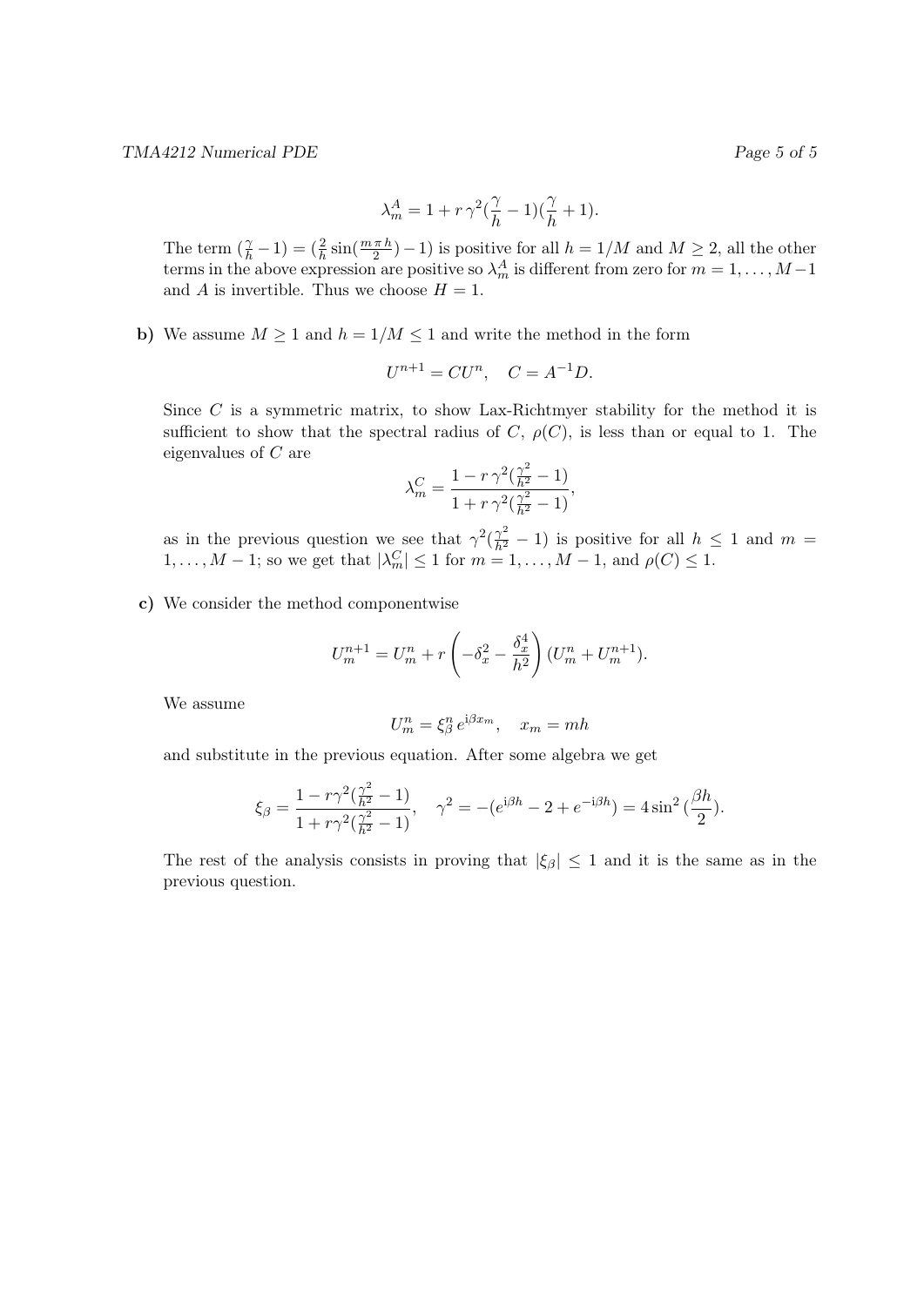$$\lambda_m^A = 1 + r\,\gamma^2(\frac{\gamma}{h} - 1)(\frac{\gamma}{h} + 1).$$

The term $(\frac{\gamma}{h} - 1) = (\frac{2}{h}\sin(\frac{m\,\pi\,h}{2}) - 1)$ is positive for all $h = 1/M$ and $M \geq 2$, all the other terms in the above expression are positive so $\lambda_m^A$ is different from zero for $m = 1, \ldots, M-1$ and $A$ is invertible. Thus we choose $H = 1$.

**b)** We assume $M \geq 1$ and $h = 1/M \leq 1$ and write the method in the form

$$U^{n+1} = CU^n, \quad C = A^{-1}D.$$

Since $C$ is a symmetric matrix, to show Lax-Richtmyer stability for the method it is sufficient to show that the spectral radius of $C$, $\rho(C)$, is less than or equal to 1. The eigenvalues of $C$ are

$$\lambda_m^C = \frac{1 - r\,\gamma^2(\frac{\gamma^2}{h^2} - 1)}{1 + r\,\gamma^2(\frac{\gamma^2}{h^2} - 1)},$$

as in the previous question we see that $\gamma^2(\frac{\gamma^2}{h^2} - 1)$ is positive for all $h \leq 1$ and $m = 1, \ldots, M-1$; so we get that $|\lambda_m^C| \leq 1$ for $m = 1, \ldots, M-1$, and $\rho(C) \leq 1$.

**c)** We consider the method componentwise

$$U_m^{n+1} = U_m^n + r\left(-\delta_x^2 - \frac{\delta_x^4}{h^2}\right)(U_m^n + U_m^{n+1}).$$

We assume

$$U_m^n = \xi_\beta^n\, e^{\mathrm{i}\beta x_m}, \quad x_m = mh$$

and substitute in the previous equation. After some algebra we get

$$\xi_\beta = \frac{1 - r\gamma^2(\frac{\gamma^2}{h^2} - 1)}{1 + r\gamma^2(\frac{\gamma^2}{h^2} - 1)}, \quad \gamma^2 = -(e^{\mathrm{i}\beta h} - 2 + e^{-\mathrm{i}\beta h}) = 4\sin^2(\frac{\beta h}{2}).$$

The rest of the analysis consists in proving that $|\xi_\beta| \leq 1$ and it is the same as in the previous question.